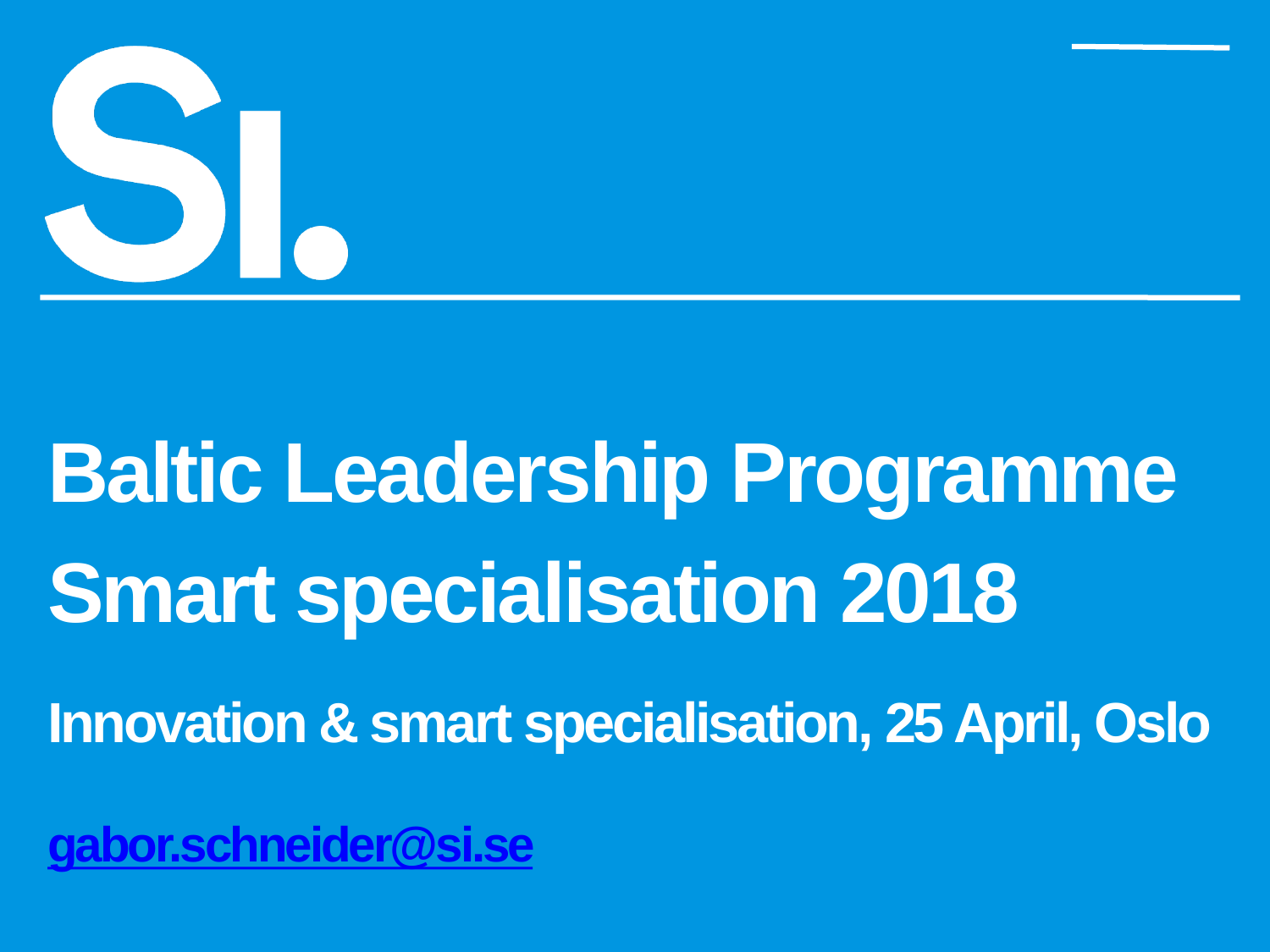SI.

# Baltic Leadership Programme Smart specialisation 2018

## Innovation & smart specialisation, 25 April, Oslo

[gabor.schneider@si.se](mailto:gabor.schneider@si.se)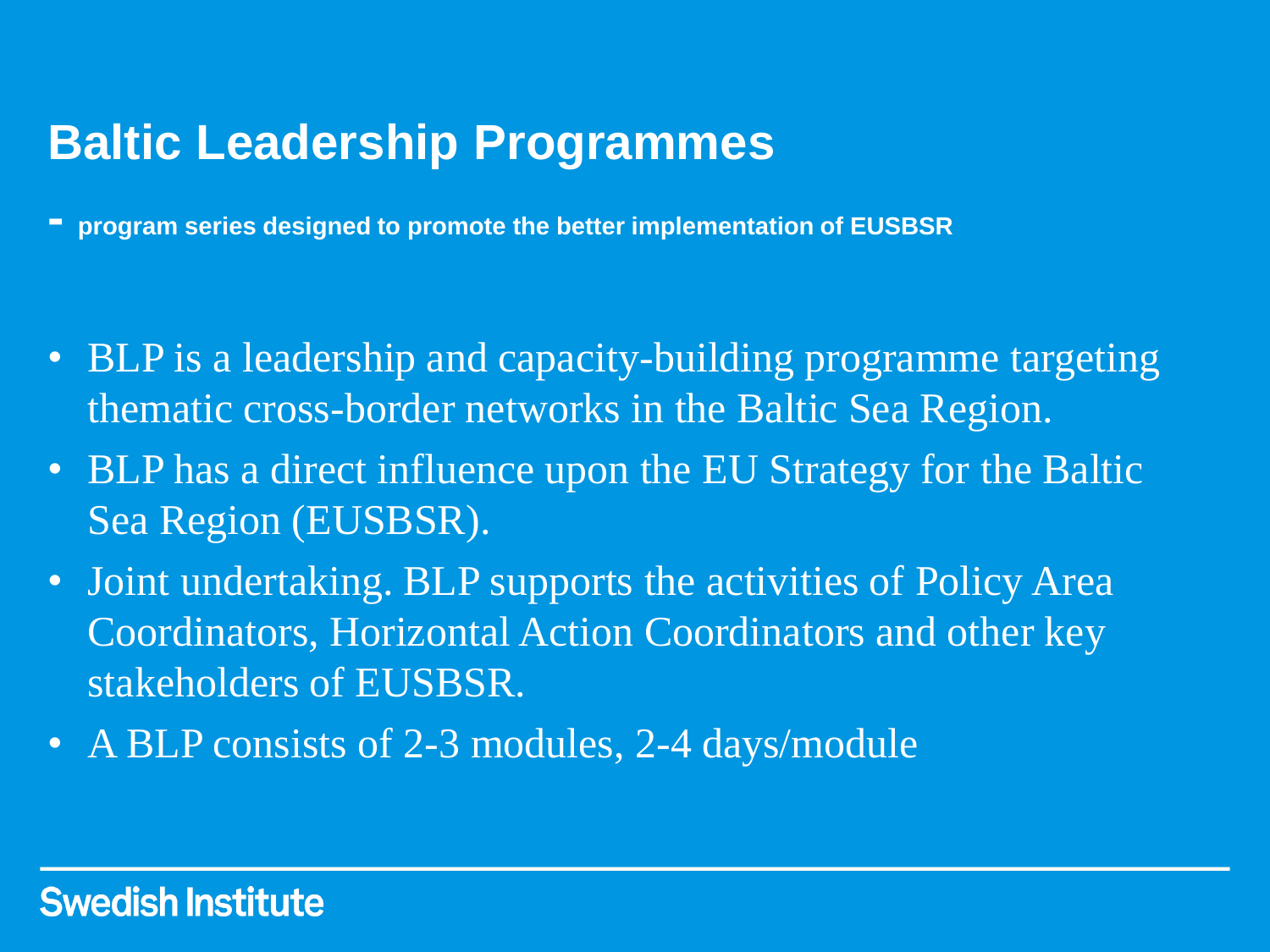# Baltic Leadership Programmes

**- program series designed to promote the better implementation of EUSBSR**

- BLP is a leadership and capacity-building programme targeting thematic cross-border networks in the Baltic Sea Region.
- BLP has a direct influence upon the EU Strategy for the Baltic Sea Region (EUSBSR).
- Joint undertaking. BLP supports the activities of Policy Area Coordinators, Horizontal Action Coordinators and other key stakeholders of EUSBSR.
- A BLP consists of 2-3 modules, 2-4 days/module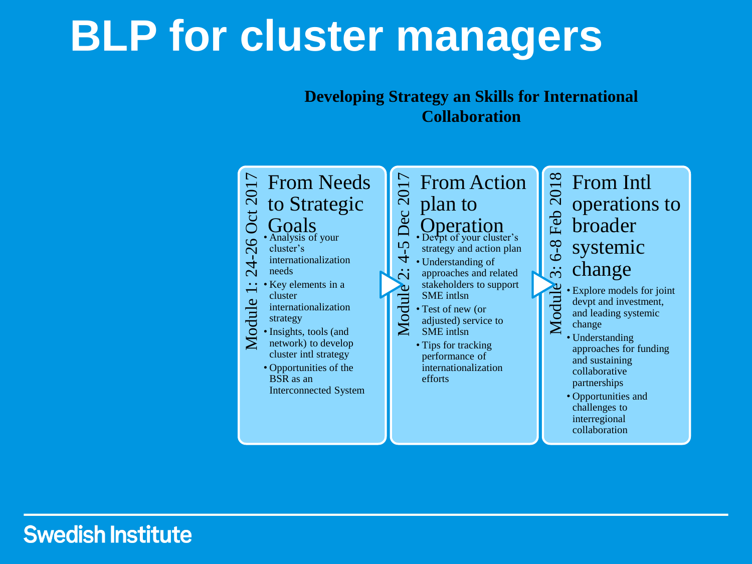# BLP for cluster managers

**Developing Strategy an Skills for International Collaboration**

## Module 1: 24-26 Oct 2017

### From Needs to Strategic Goals

- Analysis of your cluster's internationalization needs
- Key elements in a cluster internationalization strategy
- Insights, tools (and network) to develop cluster intl strategy
- Opportunities of the BSR as an Interconnected System

## Module 2: 4-5 Dec 2017

### From Action plan to Operation

- Devpt of your cluster's strategy and action plan
- Understanding of approaches and related stakeholders to support SME intlsn
- Test of new (or adjusted) service to SME intlsn
- Tips for tracking performance of internationalization efforts

## Module 3: 6-8 Feb 2018

### From Intl operations to broader systemic change

- Explore models for joint devpt and investment, and leading systemic change
- Understanding approaches for funding and sustaining collaborative partnerships
- Opportunities and challenges to interregional collaboration

Swedish Institute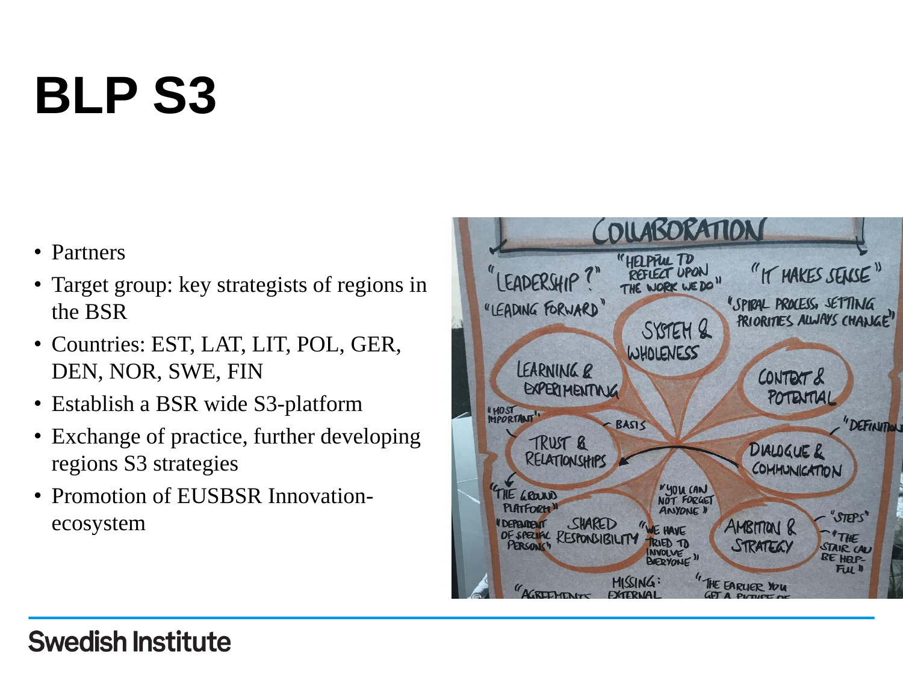# BLP S3

- Partners
- Target group: key strategists of regions in the BSR
- Countries: EST, LAT, LIT, POL, GER, DEN, NOR, SWE, FIN
- Establish a BSR wide S3-platform
- Exchange of practice, further developing regions S3 strategies
- Promotion of EUSBSR Innovation-ecosystem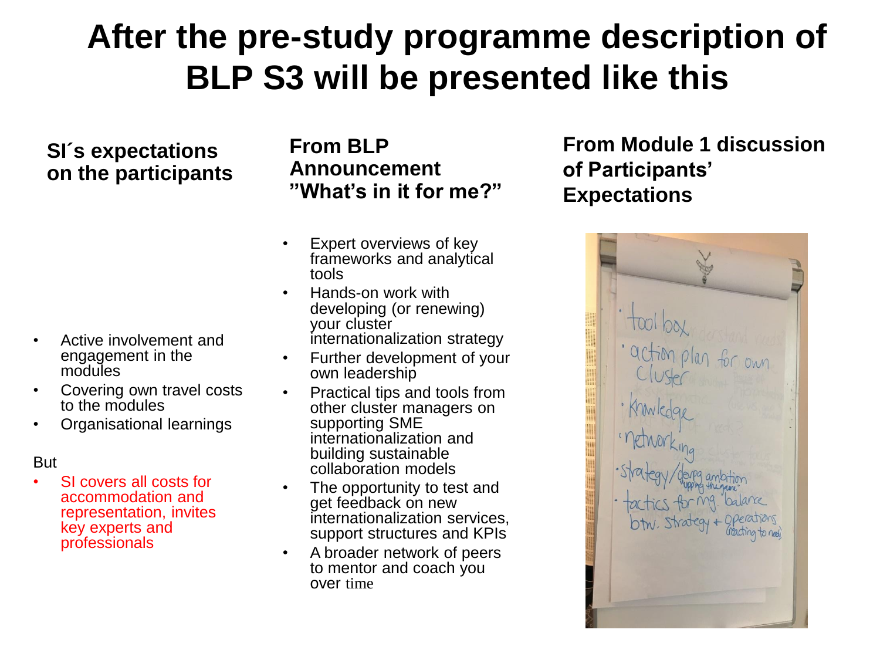# After the pre-study programme description of BLP S3 will be presented like this

### SI´s expectations on the participants

- Active involvement and engagement in the modules
- Covering own travel costs to the modules
- Organisational learnings

But

- SI covers all costs for accommodation and representation, invites key experts and professionals

### From BLP Announcement ”What’s in it for me?”

- Expert overviews of key frameworks and analytical tools
- Hands-on work with developing (or renewing) your cluster internationalization strategy
- Further development of your own leadership
- Practical tips and tools from other cluster managers on supporting SME internationalization and building sustainable collaboration models
- The opportunity to test and get feedback on new internationalization services, support structures and KPIs
- A broader network of peers to mentor and coach you over time

### From Module 1 discussion of Participants’ Expectations

- tool box
- action plan for own cluster
- knowledge
- networking
- strategy/devpg ambition "upping the game"
- tactics for mg. balance btw. strategy + operations (reacting to need)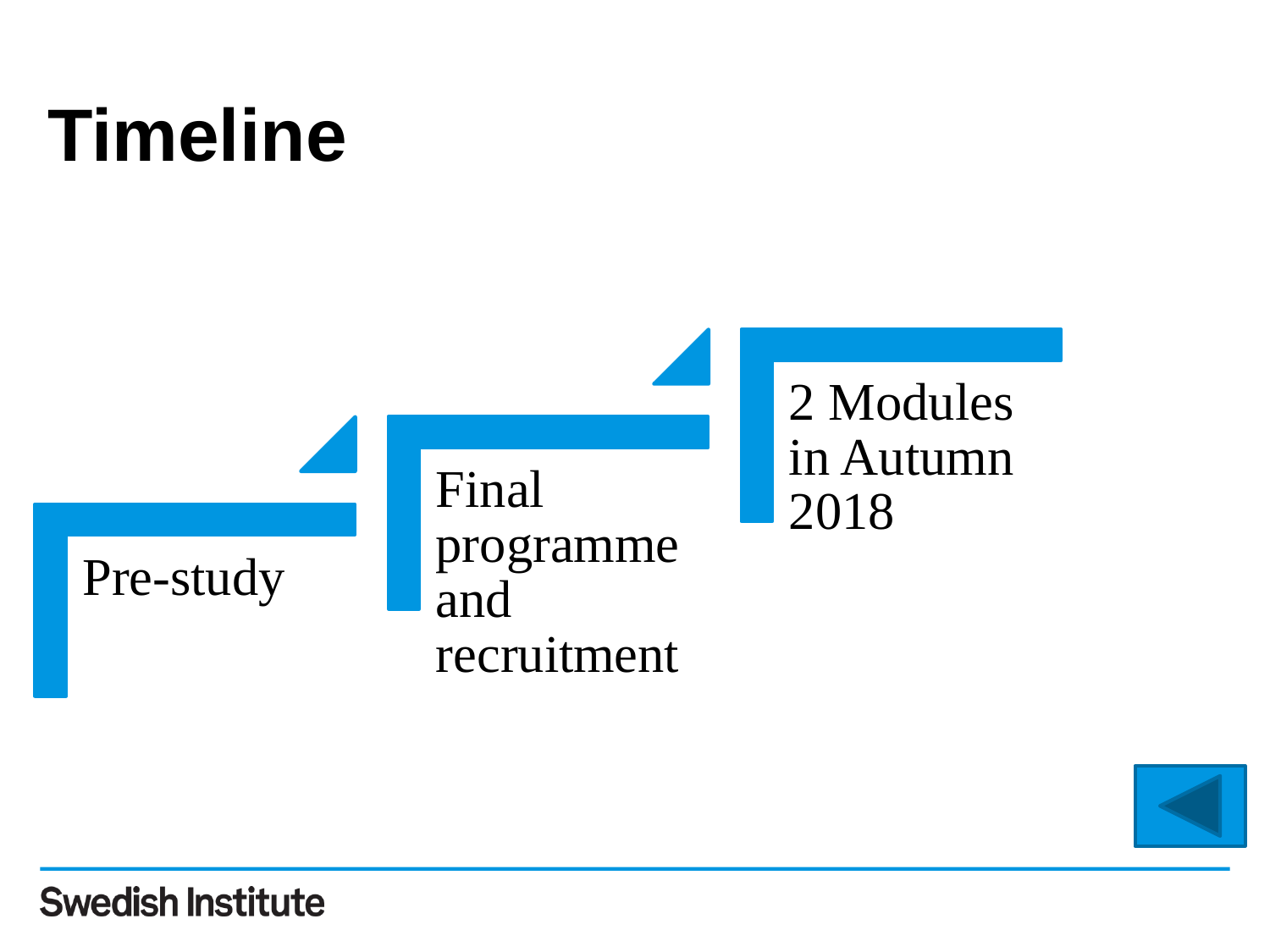# Timeline

Pre-study

Final programme and recruitment

2 Modules in Autumn 2018